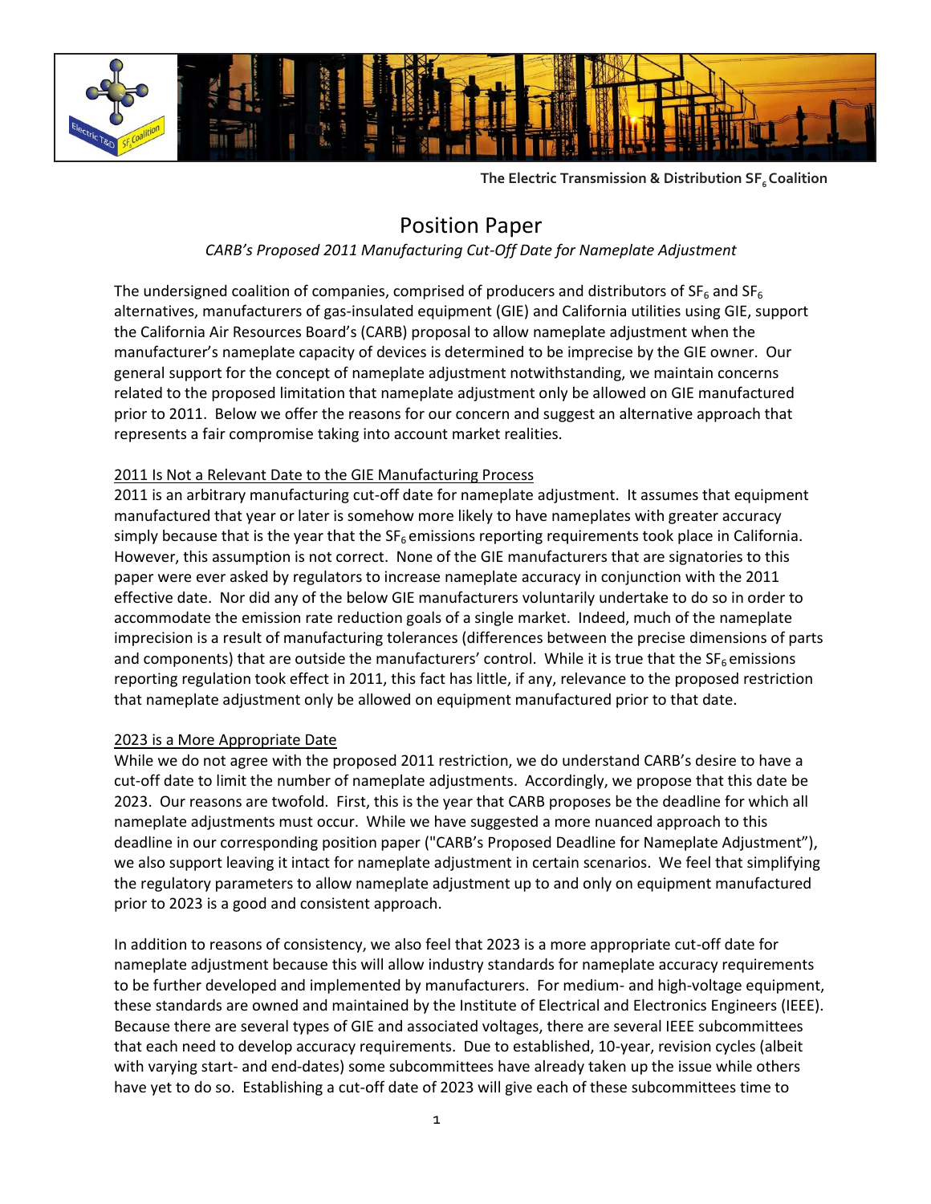The Electric Transmission & Distribution $SF_6$ Coalition

# Position Paper

*CARB's Proposed 2011 Manufacturing Cut-Off Date for Nameplate Adjustment*

The undersigned coalition of companies, comprised of producers and distributors of $SF_6$ and $SF_6$ alternatives, manufacturers of gas-insulated equipment (GIE) and California utilities using GIE, support the California Air Resources Board's (CARB) proposal to allow nameplate adjustment when the manufacturer's nameplate capacity of devices is determined to be imprecise by the GIE owner. Our general support for the concept of nameplate adjustment notwithstanding, we maintain concerns related to the proposed limitation that nameplate adjustment only be allowed on GIE manufactured prior to 2011. Below we offer the reasons for our concern and suggest an alternative approach that represents a fair compromise taking into account market realities.

## 2011 Is Not a Relevant Date to the GIE Manufacturing Process

2011 is an arbitrary manufacturing cut-off date for nameplate adjustment. It assumes that equipment manufactured that year or later is somehow more likely to have nameplates with greater accuracy simply because that is the year that the $SF_6$ emissions reporting requirements took place in California. However, this assumption is not correct. None of the GIE manufacturers that are signatories to this paper were ever asked by regulators to increase nameplate accuracy in conjunction with the 2011 effective date. Nor did any of the below GIE manufacturers voluntarily undertake to do so in order to accommodate the emission rate reduction goals of a single market. Indeed, much of the nameplate imprecision is a result of manufacturing tolerances (differences between the precise dimensions of parts and components) that are outside the manufacturers' control. While it is true that the $SF_6$ emissions reporting regulation took effect in 2011, this fact has little, if any, relevance to the proposed restriction that nameplate adjustment only be allowed on equipment manufactured prior to that date.

## 2023 is a More Appropriate Date

While we do not agree with the proposed 2011 restriction, we do understand CARB's desire to have a cut-off date to limit the number of nameplate adjustments. Accordingly, we propose that this date be 2023. Our reasons are twofold. First, this is the year that CARB proposes be the deadline for which all nameplate adjustments must occur. While we have suggested a more nuanced approach to this deadline in our corresponding position paper ("CARB's Proposed Deadline for Nameplate Adjustment"), we also support leaving it intact for nameplate adjustment in certain scenarios. We feel that simplifying the regulatory parameters to allow nameplate adjustment up to and only on equipment manufactured prior to 2023 is a good and consistent approach.

In addition to reasons of consistency, we also feel that 2023 is a more appropriate cut-off date for nameplate adjustment because this will allow industry standards for nameplate accuracy requirements to be further developed and implemented by manufacturers. For medium- and high-voltage equipment, these standards are owned and maintained by the Institute of Electrical and Electronics Engineers (IEEE). Because there are several types of GIE and associated voltages, there are several IEEE subcommittees that each need to develop accuracy requirements. Due to established, 10-year, revision cycles (albeit with varying start- and end-dates) some subcommittees have already taken up the issue while others have yet to do so. Establishing a cut-off date of 2023 will give each of these subcommittees time to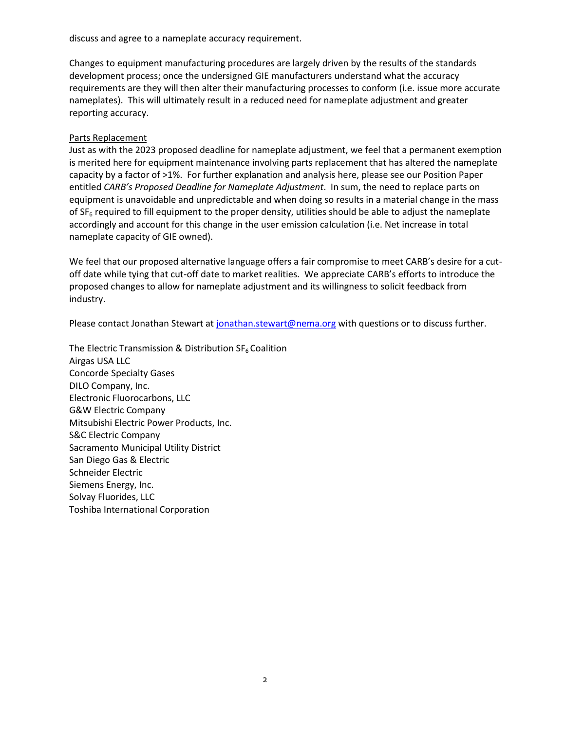discuss and agree to a nameplate accuracy requirement.

Changes to equipment manufacturing procedures are largely driven by the results of the standards development process; once the undersigned GIE manufacturers understand what the accuracy requirements are they will then alter their manufacturing processes to conform (i.e. issue more accurate nameplates). This will ultimately result in a reduced need for nameplate adjustment and greater reporting accuracy.

Parts Replacement

Just as with the 2023 proposed deadline for nameplate adjustment, we feel that a permanent exemption is merited here for equipment maintenance involving parts replacement that has altered the nameplate capacity by a factor of >1%. For further explanation and analysis here, please see our Position Paper entitled *CARB's Proposed Deadline for Nameplate Adjustment*. In sum, the need to replace parts on equipment is unavoidable and unpredictable and when doing so results in a material change in the mass of $SF_6$ required to fill equipment to the proper density, utilities should be able to adjust the nameplate accordingly and account for this change in the user emission calculation (i.e. Net increase in total nameplate capacity of GIE owned).

We feel that our proposed alternative language offers a fair compromise to meet CARB's desire for a cut-off date while tying that cut-off date to market realities. We appreciate CARB's efforts to introduce the proposed changes to allow for nameplate adjustment and its willingness to solicit feedback from industry.

Please contact Jonathan Stewart at jonathan.stewart@nema.org with questions or to discuss further.

The Electric Transmission & Distribution $SF_6$ Coalition  
Airgas USA LLC  
Concorde Specialty Gases  
DILO Company, Inc.  
Electronic Fluorocarbons, LLC  
G&W Electric Company  
Mitsubishi Electric Power Products, Inc.  
S&C Electric Company  
Sacramento Municipal Utility District  
San Diego Gas & Electric  
Schneider Electric  
Siemens Energy, Inc.  
Solvay Fluorides, LLC  
Toshiba International Corporation